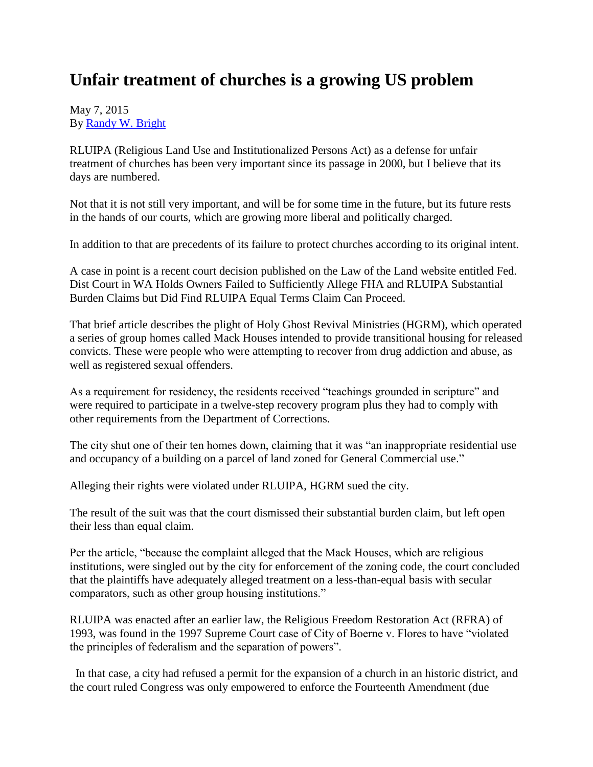# Unfair treatment of churches is a growing US problem

May 7, 2015
By [Randy W. Bright]

RLUIPA (Religious Land Use and Institutionalized Persons Act) as a defense for unfair treatment of churches has been very important since its passage in 2000, but I believe that its days are numbered.

Not that it is not still very important, and will be for some time in the future, but its future rests in the hands of our courts, which are growing more liberal and politically charged.

In addition to that are precedents of its failure to protect churches according to its original intent.

A case in point is a recent court decision published on the Law of the Land website entitled Fed. Dist Court in WA Holds Owners Failed to Sufficiently Allege FHA and RLUIPA Substantial Burden Claims but Did Find RLUIPA Equal Terms Claim Can Proceed.

That brief article describes the plight of Holy Ghost Revival Ministries (HGRM), which operated a series of group homes called Mack Houses intended to provide transitional housing for released convicts. These were people who were attempting to recover from drug addiction and abuse, as well as registered sexual offenders.

As a requirement for residency, the residents received "teachings grounded in scripture" and were required to participate in a twelve-step recovery program plus they had to comply with other requirements from the Department of Corrections.

The city shut one of their ten homes down, claiming that it was "an inappropriate residential use and occupancy of a building on a parcel of land zoned for General Commercial use."

Alleging their rights were violated under RLUIPA, HGRM sued the city.

The result of the suit was that the court dismissed their substantial burden claim, but left open their less than equal claim.

Per the article, "because the complaint alleged that the Mack Houses, which are religious institutions, were singled out by the city for enforcement of the zoning code, the court concluded that the plaintiffs have adequately alleged treatment on a less-than-equal basis with secular comparators, such as other group housing institutions."

RLUIPA was enacted after an earlier law, the Religious Freedom Restoration Act (RFRA) of 1993, was found in the 1997 Supreme Court case of City of Boerne v. Flores to have "violated the principles of federalism and the separation of powers".

In that case, a city had refused a permit for the expansion of a church in an historic district, and the court ruled Congress was only empowered to enforce the Fourteenth Amendment (due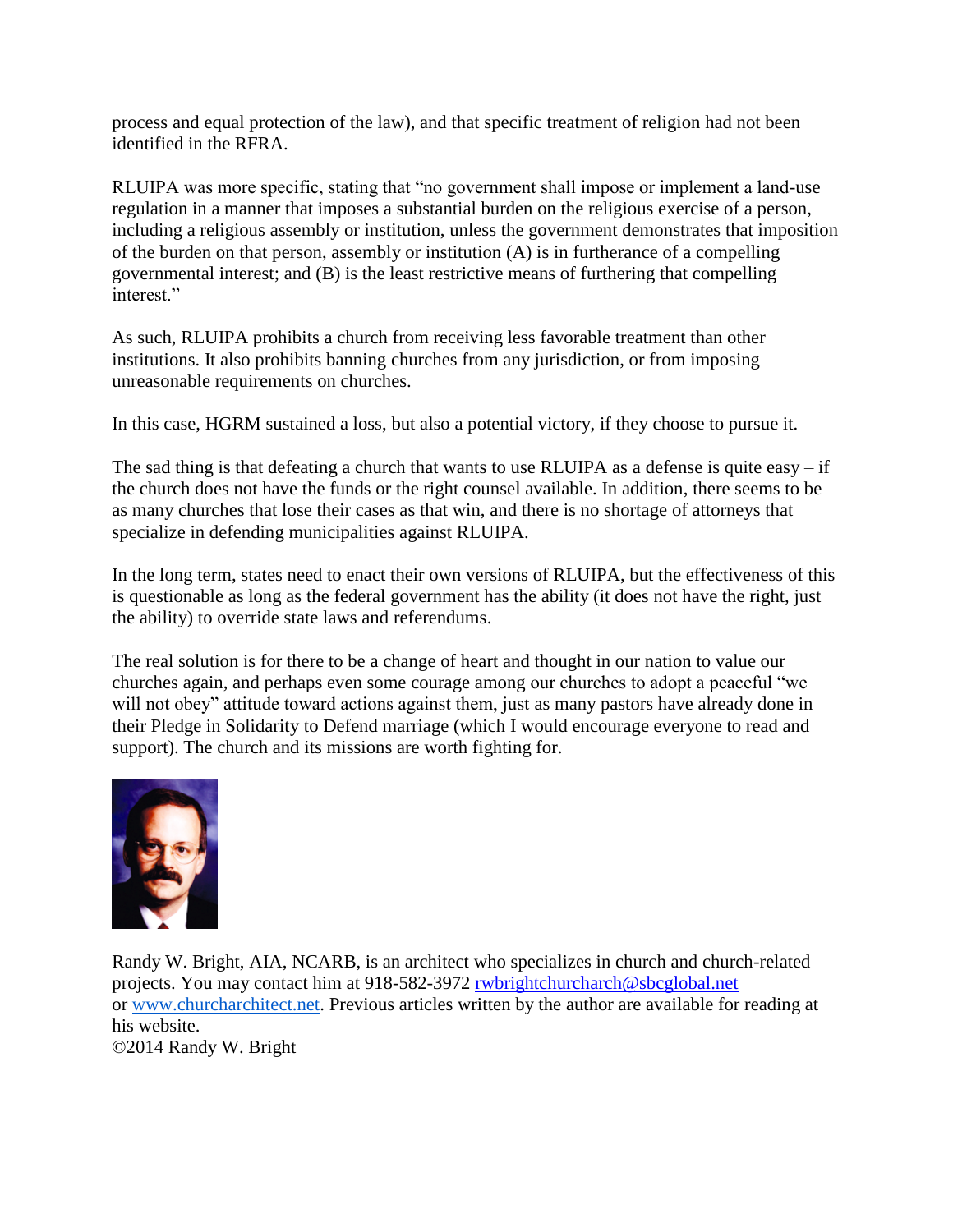process and equal protection of the law), and that specific treatment of religion had not been identified in the RFRA.

RLUIPA was more specific, stating that "no government shall impose or implement a land-use regulation in a manner that imposes a substantial burden on the religious exercise of a person, including a religious assembly or institution, unless the government demonstrates that imposition of the burden on that person, assembly or institution (A) is in furtherance of a compelling governmental interest; and (B) is the least restrictive means of furthering that compelling interest."

As such, RLUIPA prohibits a church from receiving less favorable treatment than other institutions. It also prohibits banning churches from any jurisdiction, or from imposing unreasonable requirements on churches.

In this case, HGRM sustained a loss, but also a potential victory, if they choose to pursue it.

The sad thing is that defeating a church that wants to use RLUIPA as a defense is quite easy – if the church does not have the funds or the right counsel available. In addition, there seems to be as many churches that lose their cases as that win, and there is no shortage of attorneys that specialize in defending municipalities against RLUIPA.

In the long term, states need to enact their own versions of RLUIPA, but the effectiveness of this is questionable as long as the federal government has the ability (it does not have the right, just the ability) to override state laws and referendums.

The real solution is for there to be a change of heart and thought in our nation to value our churches again, and perhaps even some courage among our churches to adopt a peaceful "we will not obey" attitude toward actions against them, just as many pastors have already done in their Pledge in Solidarity to Defend marriage (which I would encourage everyone to read and support). The church and its missions are worth fighting for.

Randy W. Bright, AIA, NCARB, is an architect who specializes in church and church-related projects. You may contact him at 918-582-3972 rwbrightchurcharch@sbcglobal.net or www.churcharchitect.net. Previous articles written by the author are available for reading at his website.
©2014 Randy W. Bright